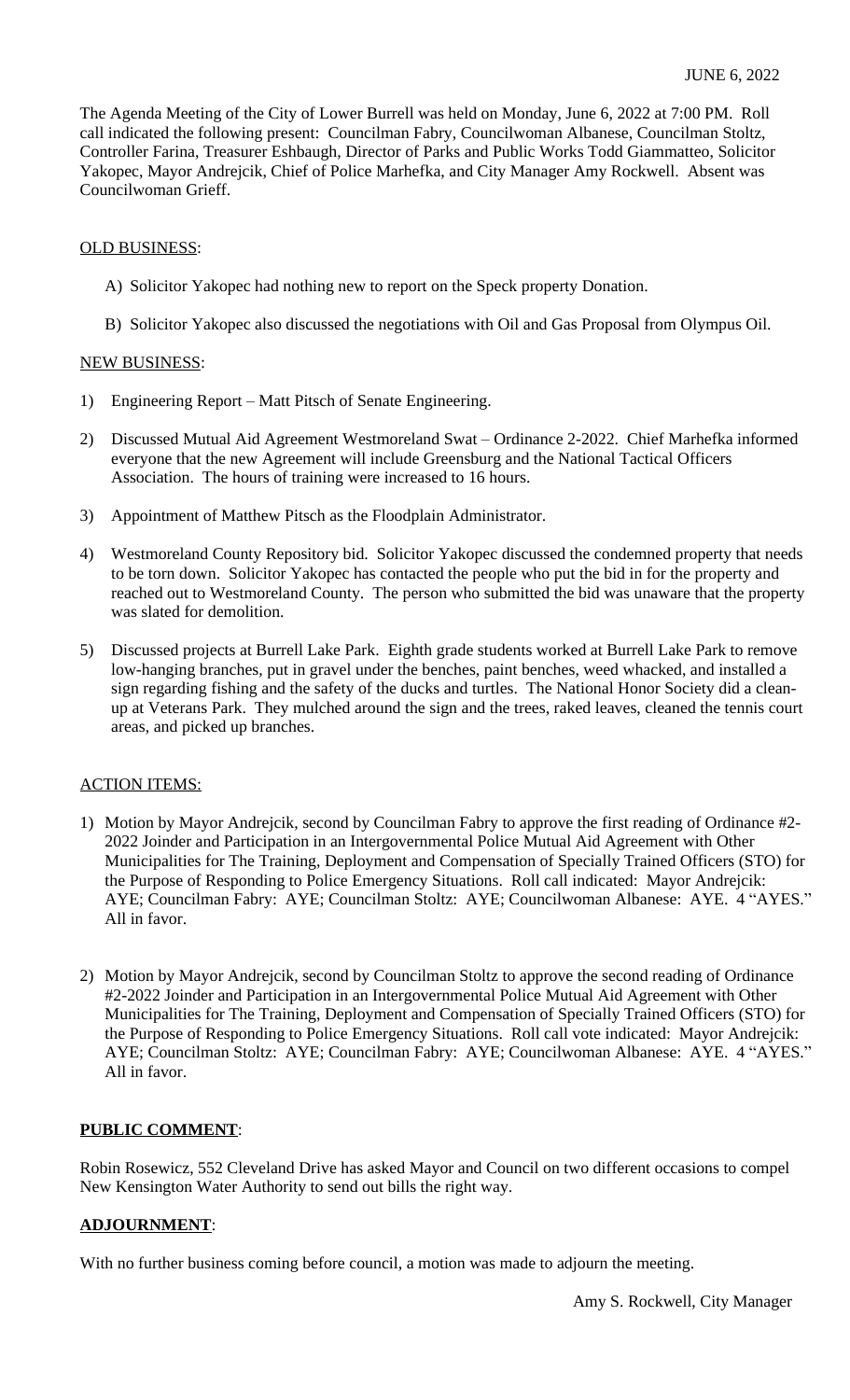JUNE 6, 2022

The Agenda Meeting of the City of Lower Burrell was held on Monday, June 6, 2022 at 7:00 PM. Roll call indicated the following present: Councilman Fabry, Councilwoman Albanese, Councilman Stoltz, Controller Farina, Treasurer Eshbaugh, Director of Parks and Public Works Todd Giammatteo, Solicitor Yakopec, Mayor Andrejcik, Chief of Police Marhefka, and City Manager Amy Rockwell. Absent was Councilwoman Grieff.

OLD BUSINESS:

A) Solicitor Yakopec had nothing new to report on the Speck property Donation.

B) Solicitor Yakopec also discussed the negotiations with Oil and Gas Proposal from Olympus Oil.

NEW BUSINESS:

1) Engineering Report – Matt Pitsch of Senate Engineering.
2) Discussed Mutual Aid Agreement Westmoreland Swat – Ordinance 2-2022. Chief Marhefka informed everyone that the new Agreement will include Greensburg and the National Tactical Officers Association. The hours of training were increased to 16 hours.
3) Appointment of Matthew Pitsch as the Floodplain Administrator.
4) Westmoreland County Repository bid. Solicitor Yakopec discussed the condemned property that needs to be torn down. Solicitor Yakopec has contacted the people who put the bid in for the property and reached out to Westmoreland County. The person who submitted the bid was unaware that the property was slated for demolition.
5) Discussed projects at Burrell Lake Park. Eighth grade students worked at Burrell Lake Park to remove low-hanging branches, put in gravel under the benches, paint benches, weed whacked, and installed a sign regarding fishing and the safety of the ducks and turtles. The National Honor Society did a clean-up at Veterans Park. They mulched around the sign and the trees, raked leaves, cleaned the tennis court areas, and picked up branches.

ACTION ITEMS:

1) Motion by Mayor Andrejcik, second by Councilman Fabry to approve the first reading of Ordinance #2-2022 Joinder and Participation in an Intergovernmental Police Mutual Aid Agreement with Other Municipalities for The Training, Deployment and Compensation of Specially Trained Officers (STO) for the Purpose of Responding to Police Emergency Situations. Roll call indicated: Mayor Andrejcik: AYE; Councilman Fabry: AYE; Councilman Stoltz: AYE; Councilwoman Albanese: AYE. 4 "AYES." All in favor.

2) Motion by Mayor Andrejcik, second by Councilman Stoltz to approve the second reading of Ordinance #2-2022 Joinder and Participation in an Intergovernmental Police Mutual Aid Agreement with Other Municipalities for The Training, Deployment and Compensation of Specially Trained Officers (STO) for the Purpose of Responding to Police Emergency Situations. Roll call vote indicated: Mayor Andrejcik: AYE; Councilman Stoltz: AYE; Councilman Fabry: AYE; Councilwoman Albanese: AYE. 4 "AYES." All in favor.

**PUBLIC COMMENT**:

Robin Rosewicz, 552 Cleveland Drive has asked Mayor and Council on two different occasions to compel New Kensington Water Authority to send out bills the right way.

**ADJOURNMENT**:

With no further business coming before council, a motion was made to adjourn the meeting.

Amy S. Rockwell, City Manager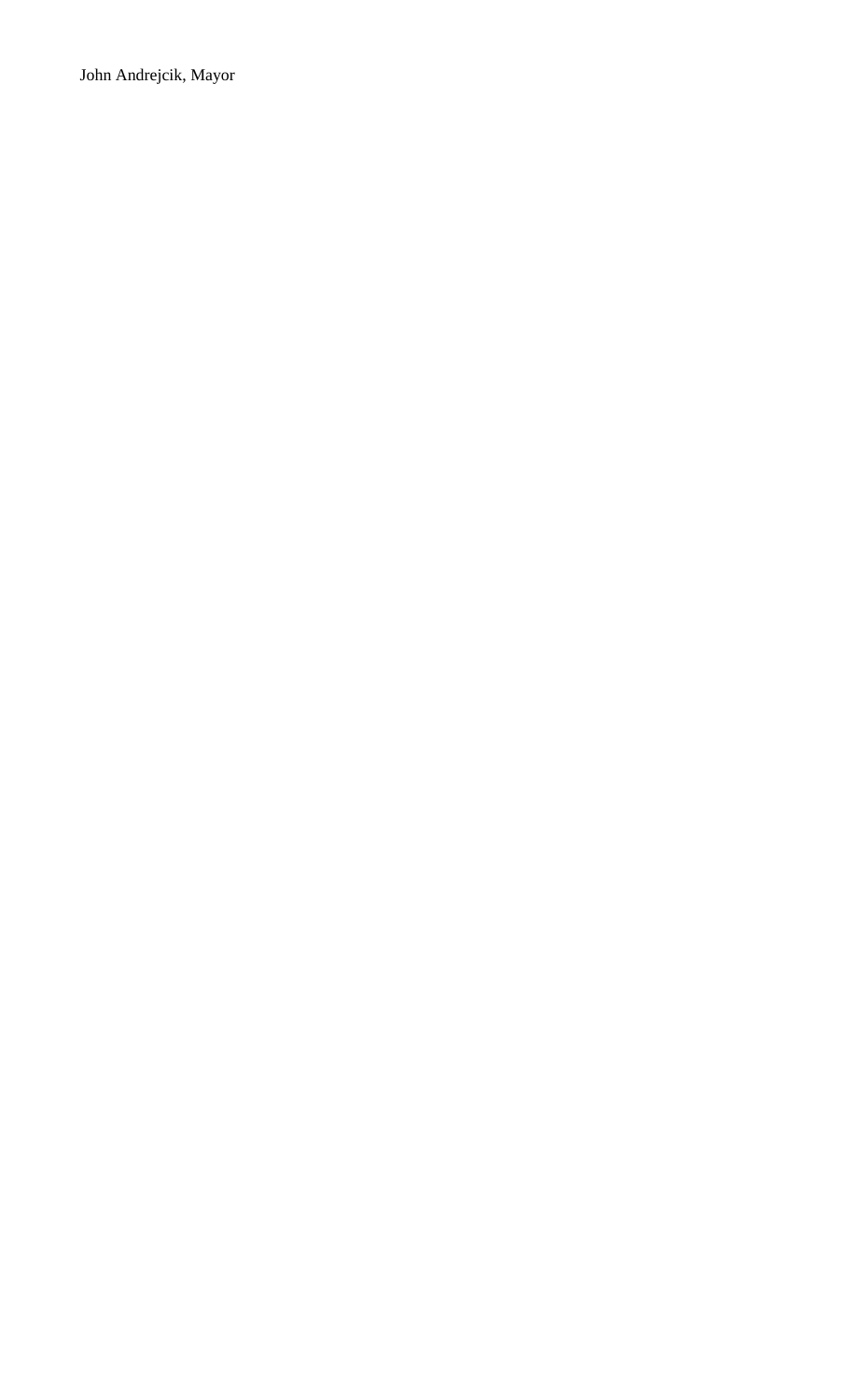John Andrejcik, Mayor